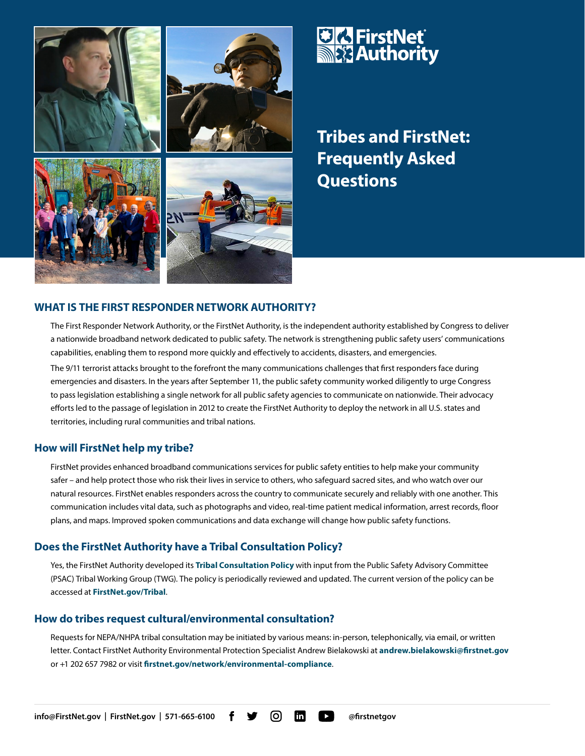FirstNet Authority

# Tribes and FirstNet: Frequently Asked Questions

## WHAT IS THE FIRST RESPONDER NETWORK AUTHORITY?

The First Responder Network Authority, or the FirstNet Authority, is the independent authority established by Congress to deliver a nationwide broadband network dedicated to public safety. The network is strengthening public safety users' communications capabilities, enabling them to respond more quickly and effectively to accidents, disasters, and emergencies.

The 9/11 terrorist attacks brought to the forefront the many communications challenges that first responders face during emergencies and disasters. In the years after September 11, the public safety community worked diligently to urge Congress to pass legislation establishing a single network for all public safety agencies to communicate on nationwide. Their advocacy efforts led to the passage of legislation in 2012 to create the FirstNet Authority to deploy the network in all U.S. states and territories, including rural communities and tribal nations.

### How will FirstNet help my tribe?

FirstNet provides enhanced broadband communications services for public safety entities to help make your community safer – and help protect those who risk their lives in service to others, who safeguard sacred sites, and who watch over our natural resources. FirstNet enables responders across the country to communicate securely and reliably with one another. This communication includes vital data, such as photographs and video, real-time patient medical information, arrest records, floor plans, and maps. Improved spoken communications and data exchange will change how public safety functions.

### Does the FirstNet Authority have a Tribal Consultation Policy?

Yes, the FirstNet Authority developed its **Tribal Consultation Policy** with input from the Public Safety Advisory Committee (PSAC) Tribal Working Group (TWG). The policy is periodically reviewed and updated. The current version of the policy can be accessed at **FirstNet.gov/Tribal**.

### How do tribes request cultural/environmental consultation?

Requests for NEPA/NHPA tribal consultation may be initiated by various means: in-person, telephonically, via email, or written letter. Contact FirstNet Authority Environmental Protection Specialist Andrew Bielakowski at **andrew.bielakowski@firstnet.gov** or +1 202 657 7982 or visit **firstnet.gov/network/environmental-compliance**.

**info@FirstNet.gov** | **FirstNet.gov** | **571-665-6100** **@firstnetgov**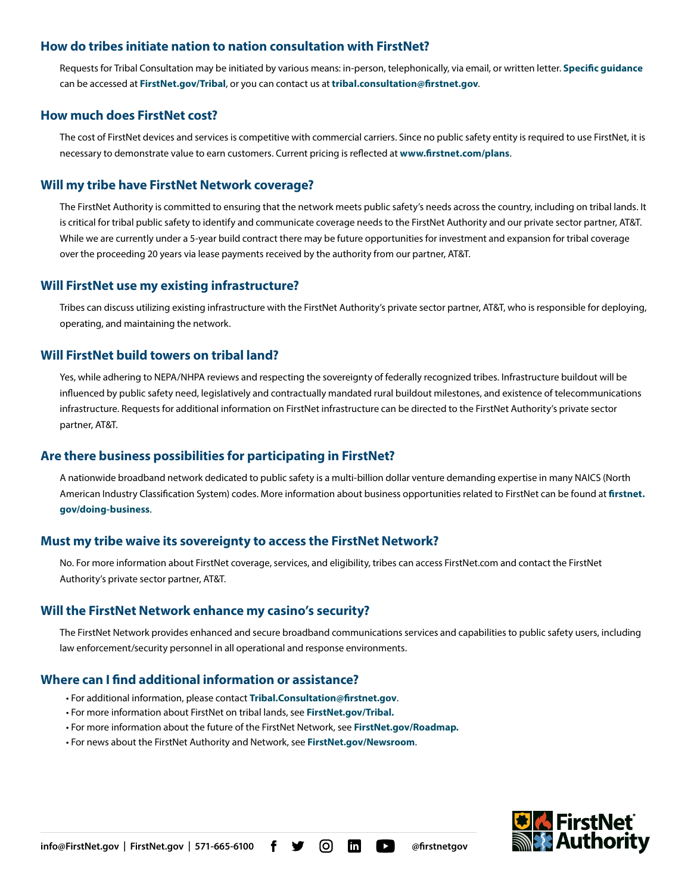## How do tribes initiate nation to nation consultation with FirstNet?

Requests for Tribal Consultation may be initiated by various means: in-person, telephonically, via email, or written letter. **Specific guidance** can be accessed at **FirstNet.gov/Tribal**, or you can contact us at **tribal.consultation@firstnet.gov**.

## How much does FirstNet cost?

The cost of FirstNet devices and services is competitive with commercial carriers. Since no public safety entity is required to use FirstNet, it is necessary to demonstrate value to earn customers. Current pricing is reflected at **www.firstnet.com/plans**.

## Will my tribe have FirstNet Network coverage?

The FirstNet Authority is committed to ensuring that the network meets public safety's needs across the country, including on tribal lands. It is critical for tribal public safety to identify and communicate coverage needs to the FirstNet Authority and our private sector partner, AT&T. While we are currently under a 5-year build contract there may be future opportunities for investment and expansion for tribal coverage over the proceeding 20 years via lease payments received by the authority from our partner, AT&T.

## Will FirstNet use my existing infrastructure?

Tribes can discuss utilizing existing infrastructure with the FirstNet Authority's private sector partner, AT&T, who is responsible for deploying, operating, and maintaining the network.

## Will FirstNet build towers on tribal land?

Yes, while adhering to NEPA/NHPA reviews and respecting the sovereignty of federally recognized tribes. Infrastructure buildout will be influenced by public safety need, legislatively and contractually mandated rural buildout milestones, and existence of telecommunications infrastructure. Requests for additional information on FirstNet infrastructure can be directed to the FirstNet Authority's private sector partner, AT&T.

## Are there business possibilities for participating in FirstNet?

A nationwide broadband network dedicated to public safety is a multi-billion dollar venture demanding expertise in many NAICS (North American Industry Classification System) codes. More information about business opportunities related to FirstNet can be found at **firstnet.gov/doing-business**.

## Must my tribe waive its sovereignty to access the FirstNet Network?

No. For more information about FirstNet coverage, services, and eligibility, tribes can access FirstNet.com and contact the FirstNet Authority's private sector partner, AT&T.

## Will the FirstNet Network enhance my casino's security?

The FirstNet Network provides enhanced and secure broadband communications services and capabilities to public safety users, including law enforcement/security personnel in all operational and response environments.

## Where can I find additional information or assistance?

- For additional information, please contact **Tribal.Consultation@firstnet.gov**.
- For more information about FirstNet on tribal lands, see **FirstNet.gov/Tribal.**
- For more information about the future of the FirstNet Network, see **FirstNet.gov/Roadmap.**
- For news about the FirstNet Authority and Network, see **FirstNet.gov/Newsroom**.

**info@FirstNet.gov | FirstNet.gov | 571-665-6100** @firstnetgov

FirstNet Authority